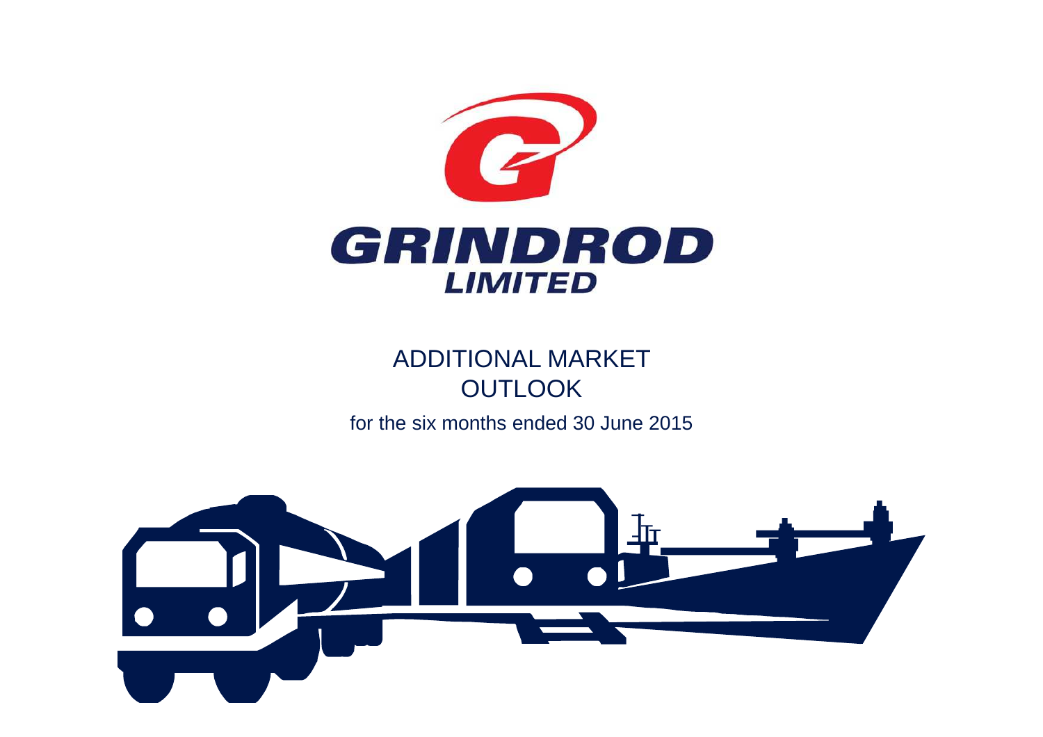GRINDROD LIMITED

# ADDITIONAL MARKET OUTLOOK

for the six months ended 30 June 2015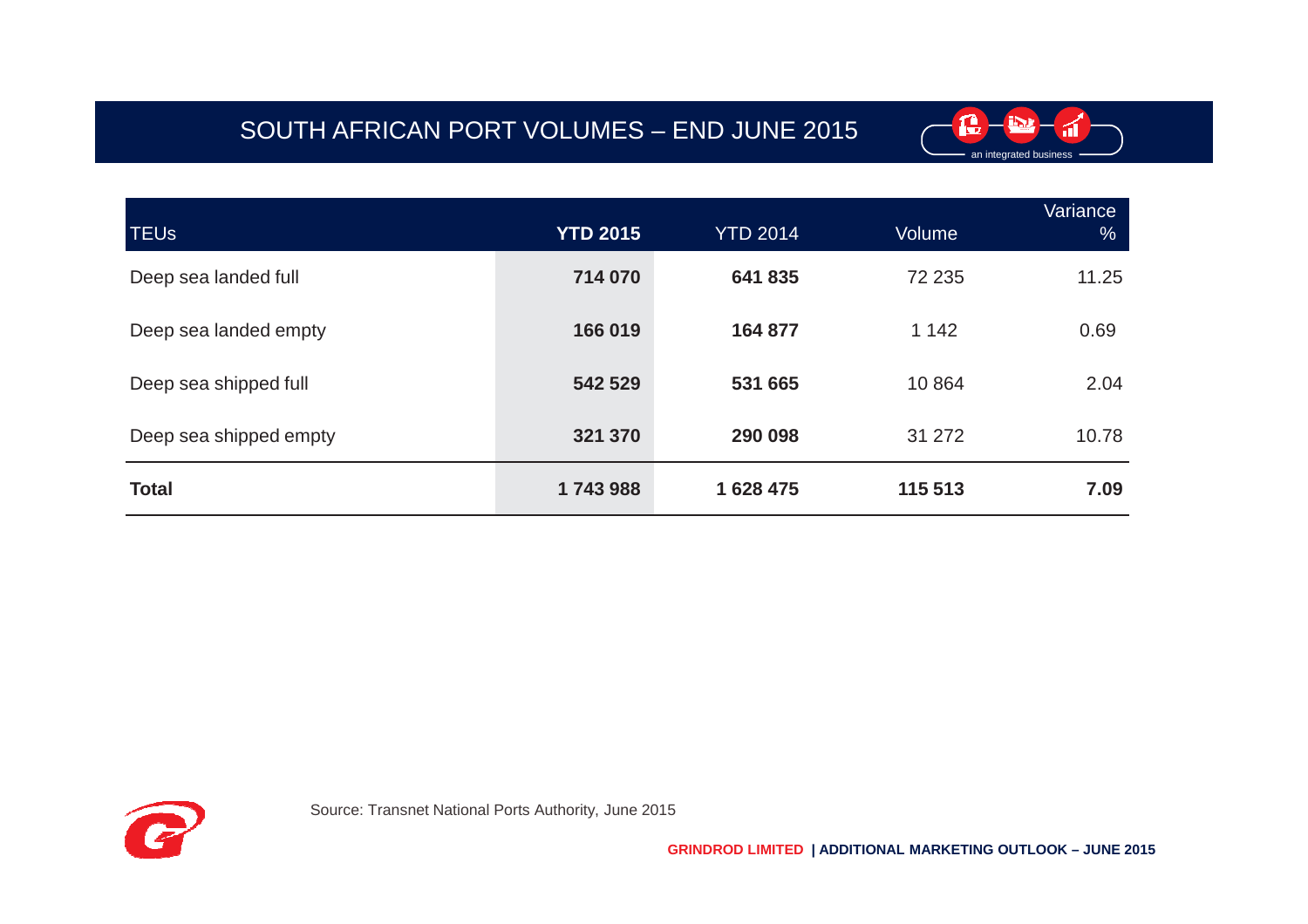# SOUTH AFRICAN PORT VOLUMES – END JUNE 2015

| TEUs | **YTD 2015** | YTD 2014 | Volume | Variance % |
|---|---|---|---|---|
| Deep sea landed full | **714 070** | **641 835** | 72 235 | 11.25 |
| Deep sea landed empty | **166 019** | **164 877** | 1 142 | 0.69 |
| Deep sea shipped full | **542 529** | **531 665** | 10 864 | 2.04 |
| Deep sea shipped empty | **321 370** | **290 098** | 31 272 | 10.78 |
| **Total** | **1 743 988** | **1 628 475** | **115 513** | **7.09** |

Source: Transnet National Ports Authority, June 2015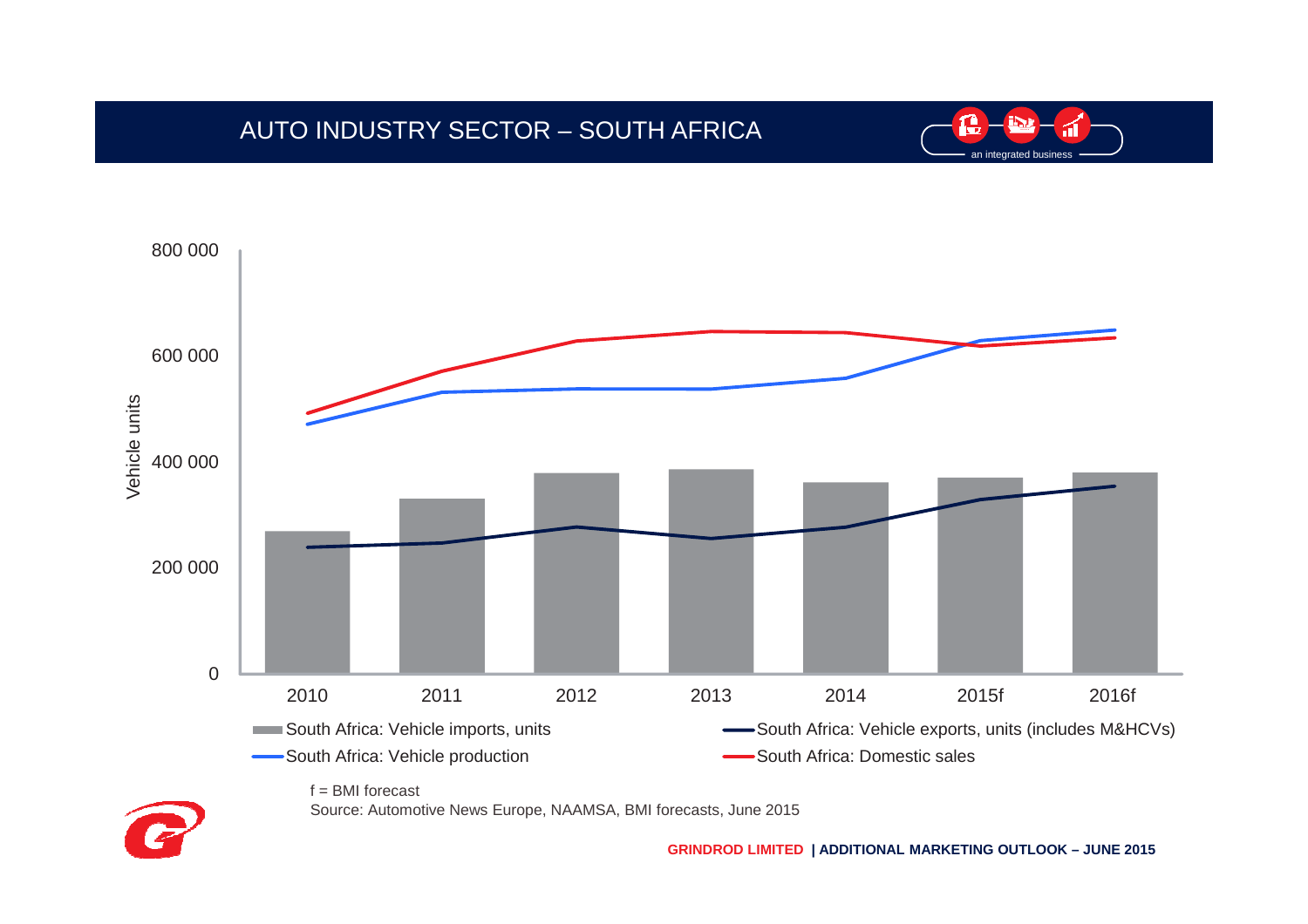# AUTO INDUSTRY SECTOR – SOUTH AFRICA

an integrated business

f = BMI forecast

Source: Automotive News Europe, NAAMSA, BMI forecasts, June 2015

GRINDROD LIMITED | ADDITIONAL MARKETING OUTLOOK – JUNE 2015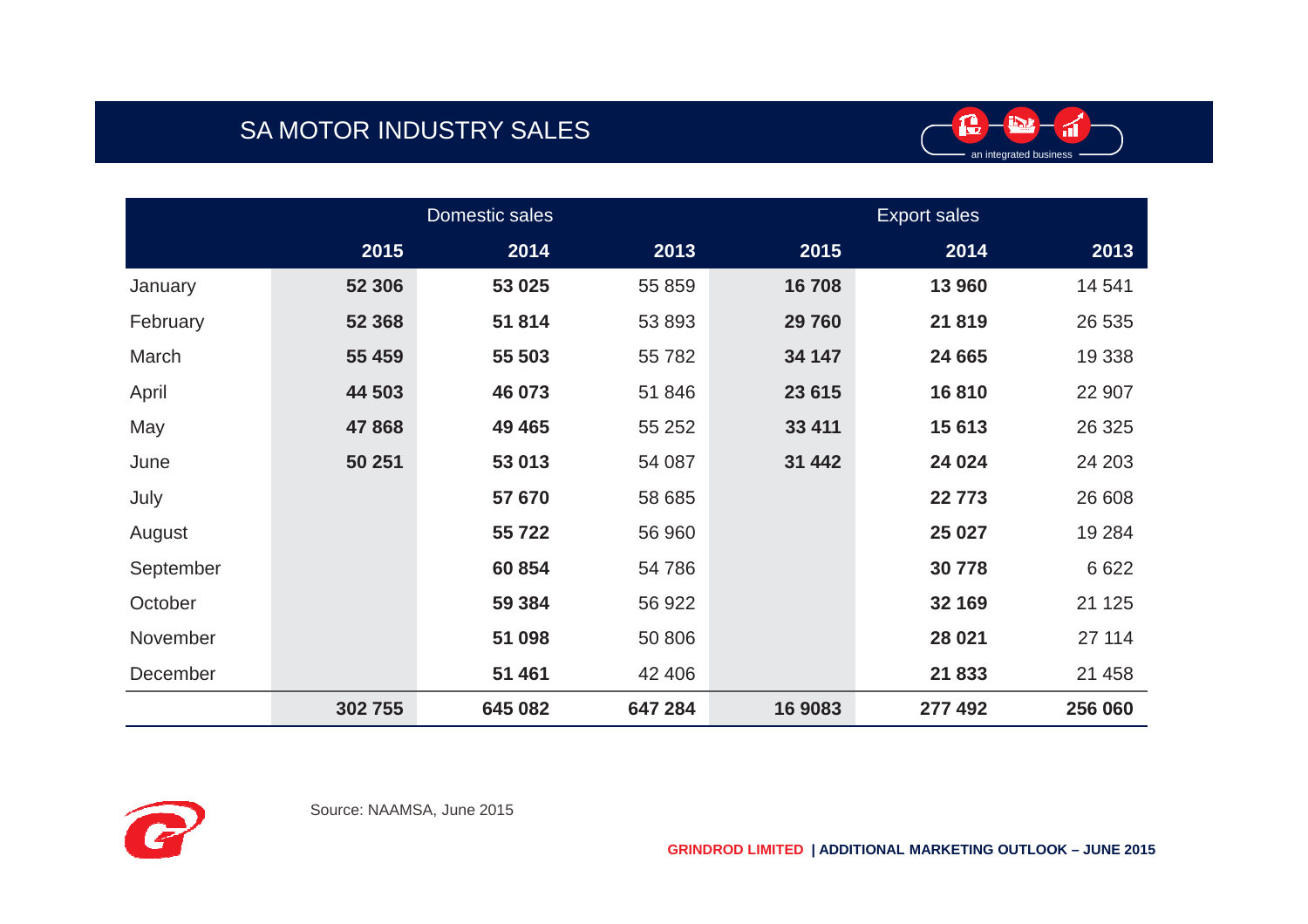# SA MOTOR INDUSTRY SALES

| | Domestic sales | | | Export sales | | |
|---|---|---|---|---|---|---|
| | **2015** | **2014** | **2013** | **2015** | **2014** | **2013** |
| January | **52 306** | **53 025** | 55 859 | **16 708** | **13 960** | 14 541 |
| February | **52 368** | **51 814** | 53 893 | **29 760** | **21 819** | 26 535 |
| March | **55 459** | **55 503** | 55 782 | **34 147** | **24 665** | 19 338 |
| April | **44 503** | **46 073** | 51 846 | **23 615** | **16 810** | 22 907 |
| May | **47 868** | **49 465** | 55 252 | **33 411** | **15 613** | 26 325 |
| June | **50 251** | **53 013** | 54 087 | **31 442** | **24 024** | 24 203 |
| July | | **57 670** | 58 685 | | **22 773** | 26 608 |
| August | | **55 722** | 56 960 | | **25 027** | 19 284 |
| September | | **60 854** | 54 786 | | **30 778** | 6 622 |
| October | | **59 384** | 56 922 | | **32 169** | 21 125 |
| November | | **51 098** | 50 806 | | **28 021** | 27 114 |
| December | | **51 461** | 42 406 | | **21 833** | 21 458 |
| | **302 755** | **645 082** | **647 284** | **16 9083** | **277 492** | **256 060** |

Source: NAAMSA, June 2015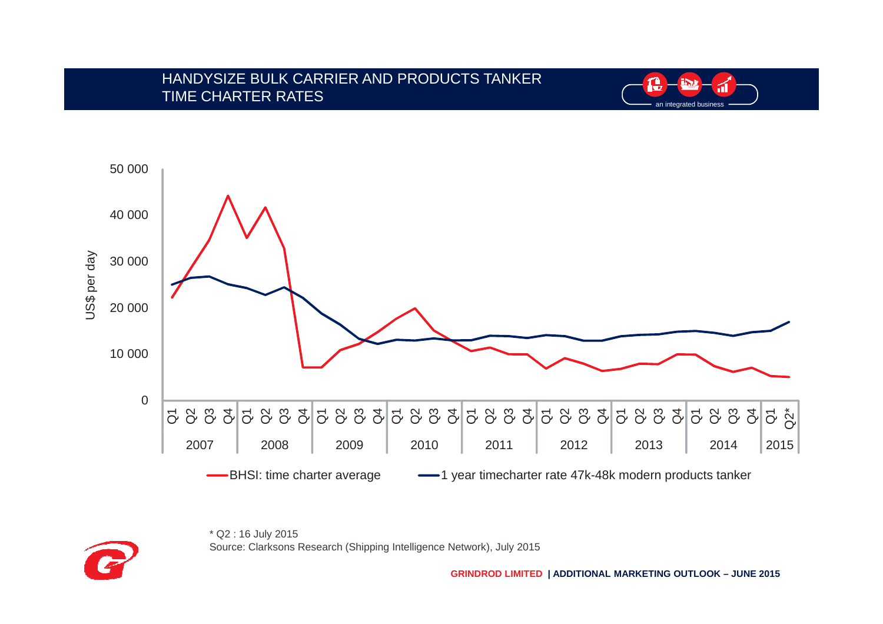# HANDYSIZE BULK CARRIER AND PRODUCTS TANKER TIME CHARTER RATES

US$ per day

50 000
40 000
30 000
20 000
10 000
0

Q1 Q2 Q3 Q4 | Q1 Q2 Q3 Q4 | Q1 Q2 Q3 Q4 | Q1 Q2 Q3 Q4 | Q1 Q2 Q3 Q4 | Q1 Q2 Q3 Q4 | Q1 Q2 Q3 Q4 | Q1 Q2 Q3 Q4 | Q1 Q2*

2007 | 2008 | 2009 | 2010 | 2011 | 2012 | 2013 | 2014 | 2015

BHSI: time charter average — 1 year timecharter rate 47k-48k modern products tanker

\* Q2 : 16 July 2015

Source: Clarksons Research (Shipping Intelligence Network), July 2015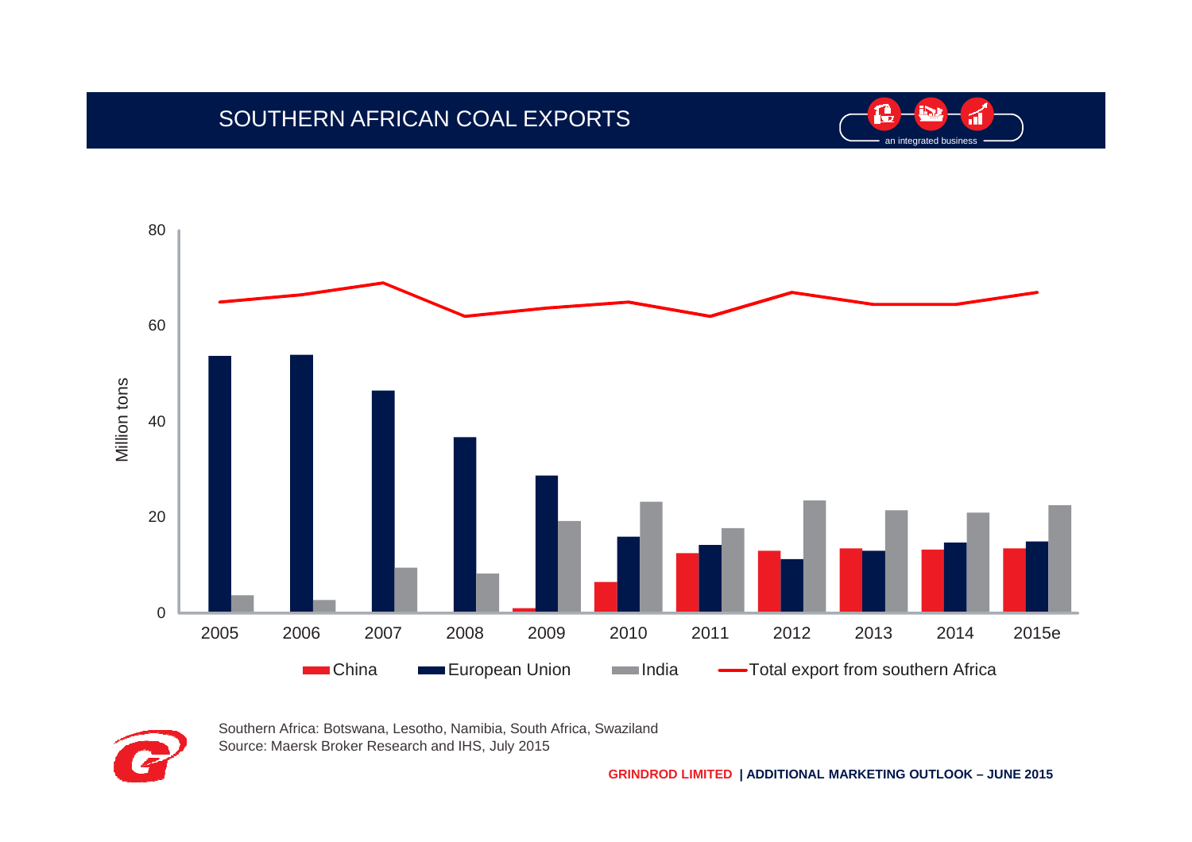# SOUTHERN AFRICAN COAL EXPORTS

Southern Africa: Botswana, Lesotho, Namibia, South Africa, Swaziland
Source: Maersk Broker Research and IHS, July 2015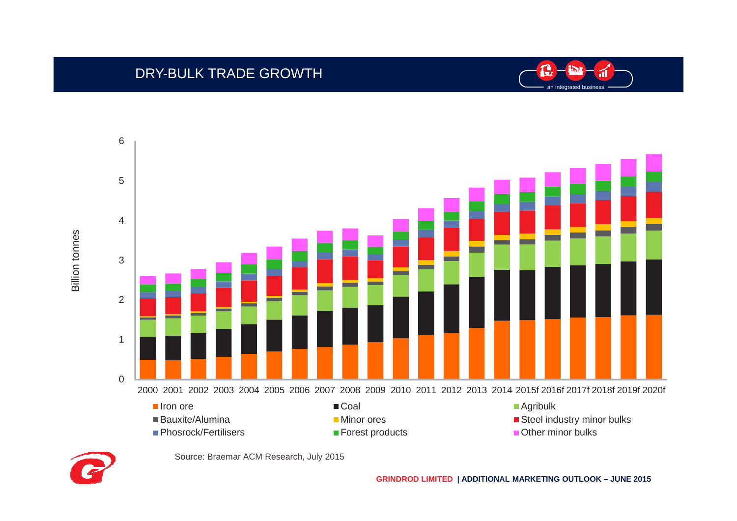# DRY-BULK TRADE GROWTH

an integrated business

Billion tonnes

Iron ore | Coal | Agribulk | Bauxite/Alumina | Minor ores | Steel industry minor bulks | Phosrock/Fertilisers | Forest products | Other minor bulks

2000 2001 2002 2003 2004 2005 2006 2007 2008 2009 2010 2011 2012 2013 2014 2015f 2016f 2017f 2018f 2019f 2020f

Source: Braemar ACM Research, July 2015

**GRINDROD LIMITED | ADDITIONAL MARKETING OUTLOOK – JUNE 2015**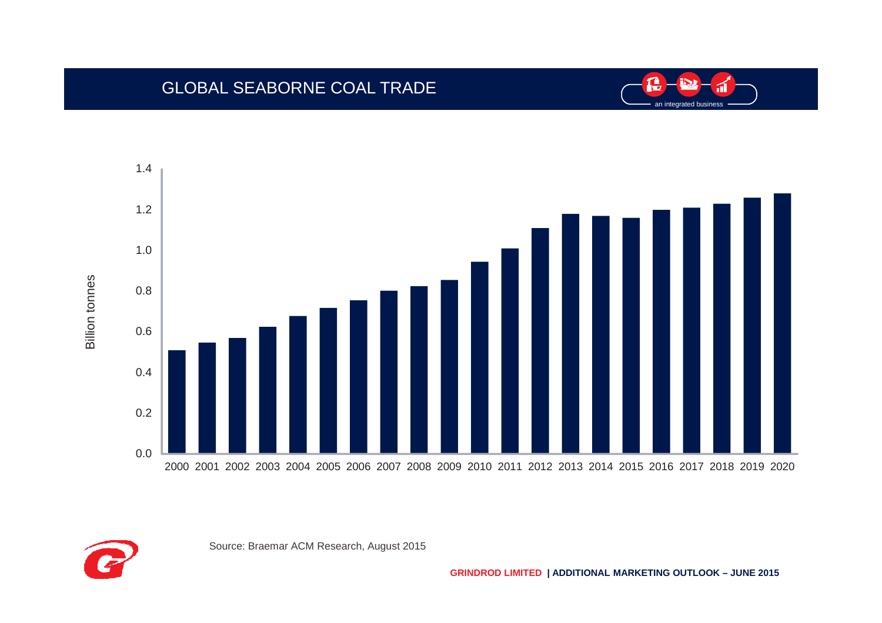# GLOBAL SEABORNE COAL TRADE

an integrated business

Billion tonnes

1.4
1.2
1.0
0.8
0.6
0.4
0.2
0.0

2000 2001 2002 2003 2004 2005 2006 2007 2008 2009 2010 2011 2012 2013 2014 2015 2016 2017 2018 2019 2020

Source: Braemar ACM Research, August 2015

**GRINDROD LIMITED | ADDITIONAL MARKETING OUTLOOK – JUNE 2015**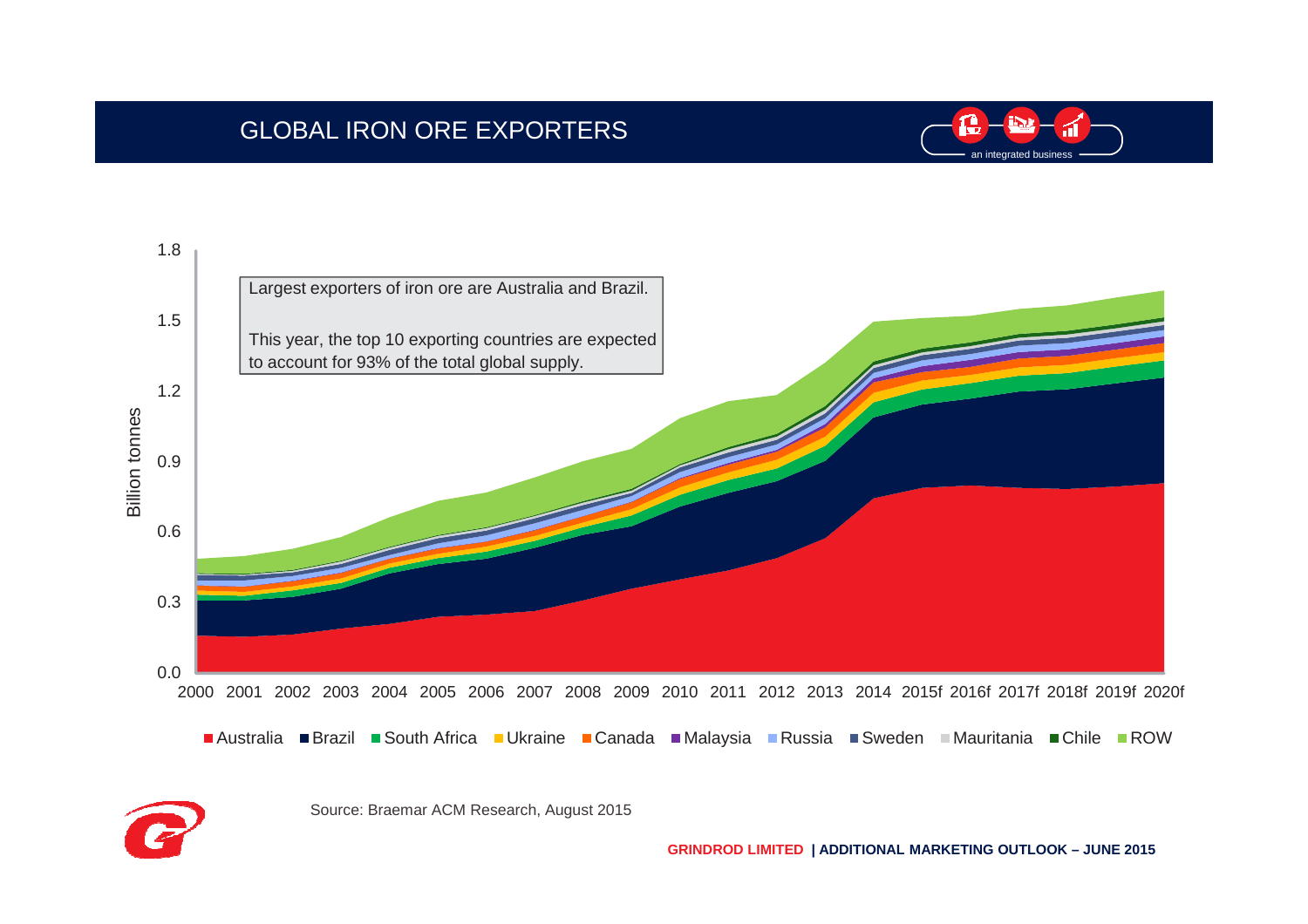# GLOBAL IRON ORE EXPORTERS

Largest exporters of iron ore are Australia and Brazil.

This year, the top 10 exporting countries are expected to account for 93% of the total global supply.

Billion tonnes

1.8
1.5
1.2
0.9
0.6
0.3
0.0

2000 2001 2002 2003 2004 2005 2006 2007 2008 2009 2010 2011 2012 2013 2014 2015f 2016f 2017f 2018f 2019f 2020f

Australia, Brazil, South Africa, Ukraine, Canada, Malaysia, Russia, Sweden, Mauritania, Chile, ROW

Source: Braemar ACM Research, August 2015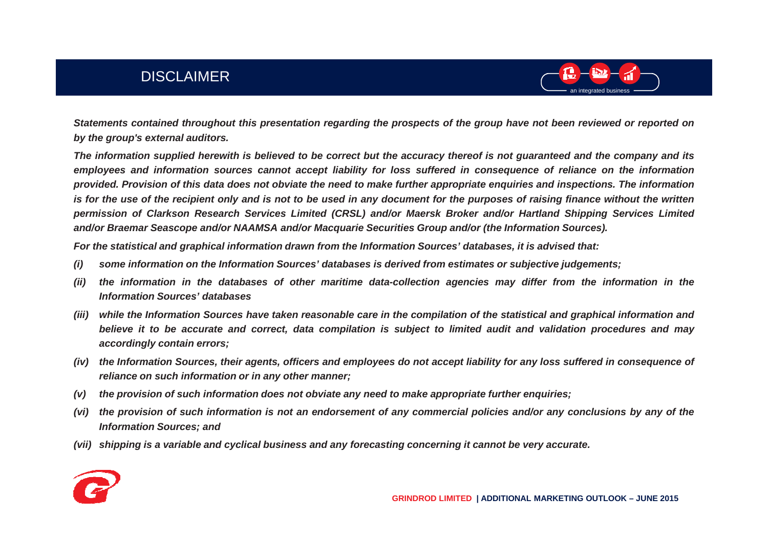# DISCLAIMER

*Statements contained throughout this presentation regarding the prospects of the group have not been reviewed or reported on by the group's external auditors.*

*The information supplied herewith is believed to be correct but the accuracy thereof is not guaranteed and the company and its employees and information sources cannot accept liability for loss suffered in consequence of reliance on the information provided. Provision of this data does not obviate the need to make further appropriate enquiries and inspections. The information is for the use of the recipient only and is not to be used in any document for the purposes of raising finance without the written permission of Clarkson Research Services Limited (CRSL) and/or Maersk Broker and/or Hartland Shipping Services Limited and/or Braemar Seascope and/or NAAMSA and/or Macquarie Securities Group and/or (the Information Sources).*

*For the statistical and graphical information drawn from the Information Sources' databases, it is advised that:*

- *(i) some information on the Information Sources' databases is derived from estimates or subjective judgements;*
- *(ii) the information in the databases of other maritime data-collection agencies may differ from the information in the Information Sources' databases*
- *(iii) while the Information Sources have taken reasonable care in the compilation of the statistical and graphical information and believe it to be accurate and correct, data compilation is subject to limited audit and validation procedures and may accordingly contain errors;*
- *(iv) the Information Sources, their agents, officers and employees do not accept liability for any loss suffered in consequence of reliance on such information or in any other manner;*
- *(v) the provision of such information does not obviate any need to make appropriate further enquiries;*
- *(vi) the provision of such information is not an endorsement of any commercial policies and/or any conclusions by any of the Information Sources; and*
- *(vii) shipping is a variable and cyclical business and any forecasting concerning it cannot be very accurate.*